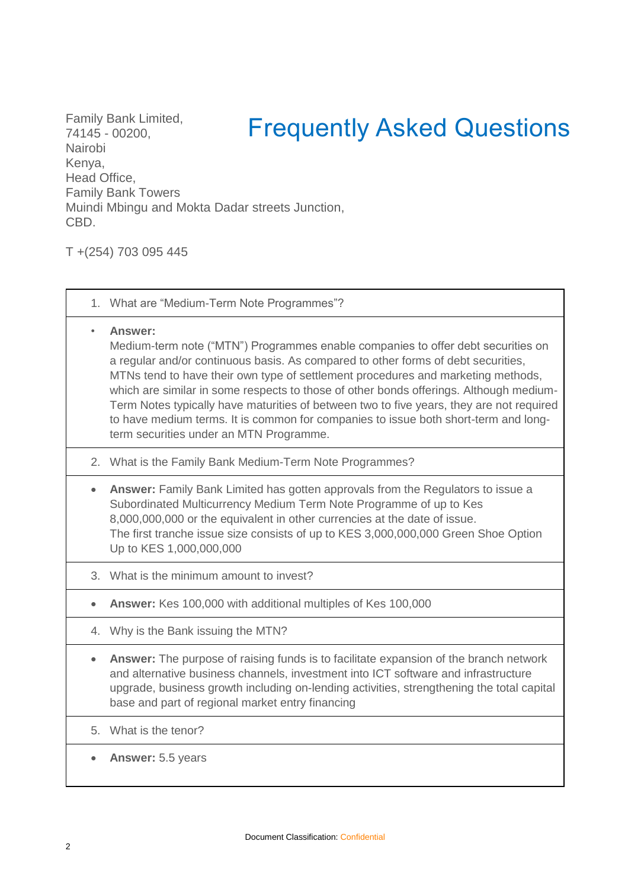Family Bank Limited,
74145 - 00200,
Nairobi
Kenya,
Head Office,
Family Bank Towers
Muindi Mbingu and Mokta Dadar streets Junction,
CBD.

T +(254) 703 095 445

# Frequently Asked Questions

1. What are “Medium-Term Note Programmes”?

- **Answer:**
  Medium-term note (“MTN”) Programmes enable companies to offer debt securities on a regular and/or continuous basis. As compared to other forms of debt securities, MTNs tend to have their own type of settlement procedures and marketing methods, which are similar in some respects to those of other bonds offerings. Although medium-Term Notes typically have maturities of between two to five years, they are not required to have medium terms. It is common for companies to issue both short-term and long-term securities under an MTN Programme.

2. What is the Family Bank Medium-Term Note Programmes?

- **Answer:** Family Bank Limited has gotten approvals from the Regulators to issue a Subordinated Multicurrency Medium Term Note Programme of up to Kes 8,000,000,000 or the equivalent in other currencies at the date of issue.
  The first tranche issue size consists of up to KES 3,000,000,000 Green Shoe Option Up to KES 1,000,000,000

3. What is the minimum amount to invest?

- **Answer:** Kes 100,000 with additional multiples of Kes 100,000

4. Why is the Bank issuing the MTN?

- **Answer:** The purpose of raising funds is to facilitate expansion of the branch network and alternative business channels, investment into ICT software and infrastructure upgrade, business growth including on-lending activities, strengthening the total capital base and part of regional market entry financing

5. What is the tenor?

- **Answer:** 5.5 years

Document Classification: Confidential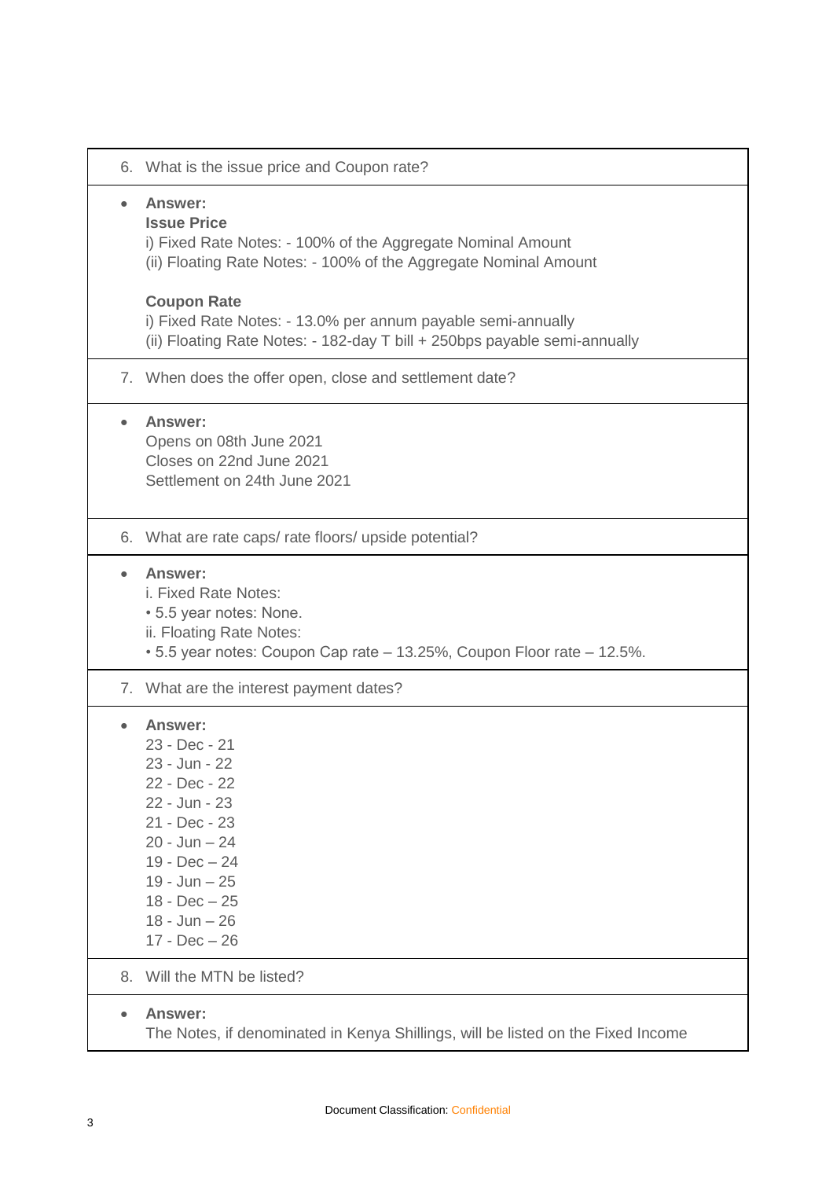6. What is the issue price and Coupon rate?

- **Answer:**
  **Issue Price**
  i) Fixed Rate Notes: - 100% of the Aggregate Nominal Amount
  (ii) Floating Rate Notes: - 100% of the Aggregate Nominal Amount

  **Coupon Rate**
  i) Fixed Rate Notes: - 13.0% per annum payable semi-annually
  (ii) Floating Rate Notes: - 182-day T bill + 250bps payable semi-annually

7. When does the offer open, close and settlement date?

- **Answer:**
  Opens on 08th June 2021
  Closes on 22nd June 2021
  Settlement on 24th June 2021

6. What are rate caps/ rate floors/ upside potential?

- **Answer:**
  i. Fixed Rate Notes:
  • 5.5 year notes: None.
  ii. Floating Rate Notes:
  • 5.5 year notes: Coupon Cap rate – 13.25%, Coupon Floor rate – 12.5%.

7. What are the interest payment dates?

- **Answer:**
  23 - Dec - 21
  23 - Jun - 22
  22 - Dec - 22
  22 - Jun - 23
  21 - Dec - 23
  20 - Jun – 24
  19 - Dec – 24
  19 - Jun – 25
  18 - Dec – 25
  18 - Jun – 26
  17 - Dec – 26

8. Will the MTN be listed?

- **Answer:**
  The Notes, if denominated in Kenya Shillings, will be listed on the Fixed Income

Document Classification: Confidential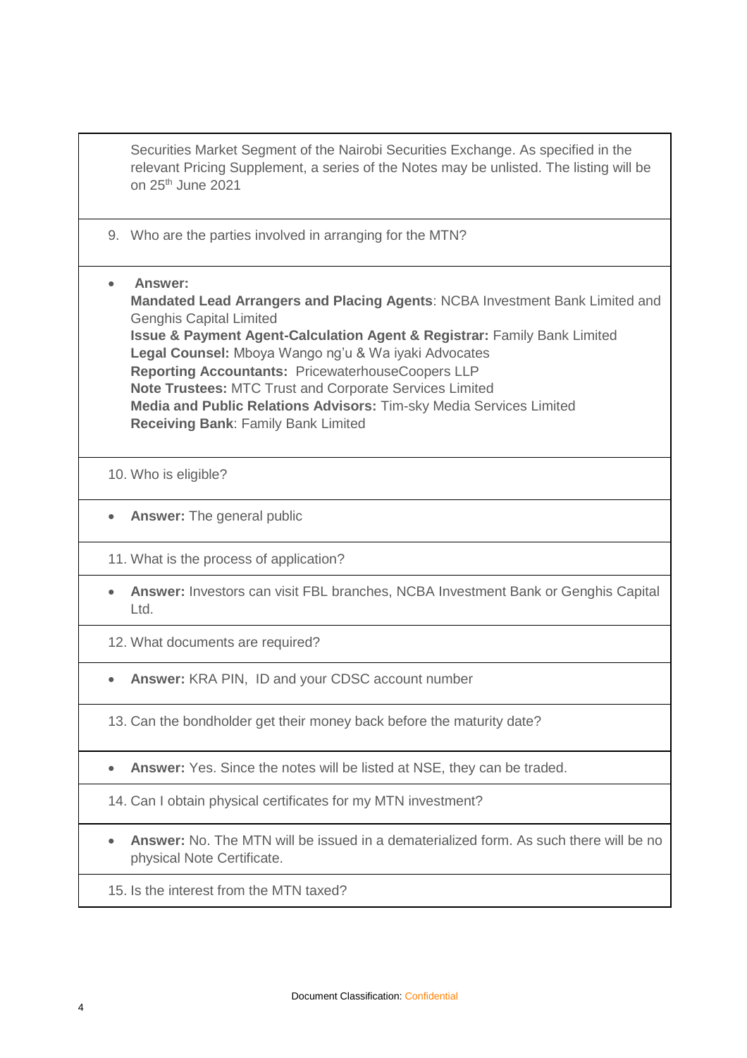Securities Market Segment of the Nairobi Securities Exchange. As specified in the relevant Pricing Supplement, a series of the Notes may be unlisted. The listing will be on 25th June 2021

9. Who are the parties involved in arranging for the MTN?

- **Answer:**
  **Mandated Lead Arrangers and Placing Agents**: NCBA Investment Bank Limited and Genghis Capital Limited
  **Issue & Payment Agent-Calculation Agent & Registrar:** Family Bank Limited
  **Legal Counsel:** Mboya Wango ng'u & Wa iyaki Advocates
  **Reporting Accountants:** PricewaterhouseCoopers LLP
  **Note Trustees:** MTC Trust and Corporate Services Limited
  **Media and Public Relations Advisors:** Tim-sky Media Services Limited
  **Receiving Bank**: Family Bank Limited

10. Who is eligible?

- **Answer:** The general public

11. What is the process of application?

- **Answer:** Investors can visit FBL branches, NCBA Investment Bank or Genghis Capital Ltd.

12. What documents are required?

- **Answer:** KRA PIN, ID and your CDSC account number

13. Can the bondholder get their money back before the maturity date?

- **Answer:** Yes. Since the notes will be listed at NSE, they can be traded.

14. Can I obtain physical certificates for my MTN investment?

- **Answer:** No. The MTN will be issued in a dematerialized form. As such there will be no physical Note Certificate.

15. Is the interest from the MTN taxed?

Document Classification: Confidential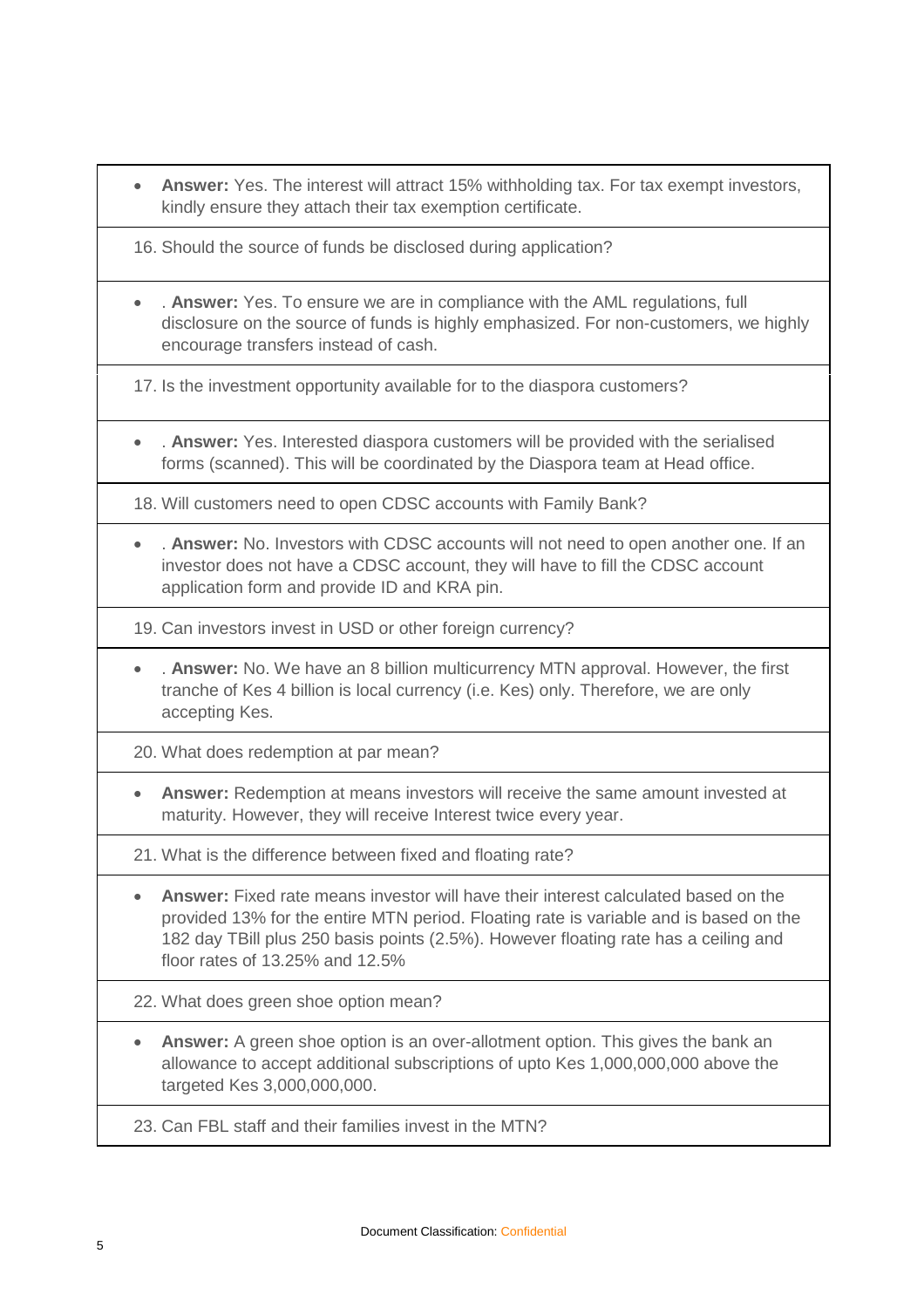- **Answer:** Yes. The interest will attract 15% withholding tax. For tax exempt investors, kindly ensure they attach their tax exemption certificate.

16. Should the source of funds be disclosed during application?

- . **Answer:** Yes. To ensure we are in compliance with the AML regulations, full disclosure on the source of funds is highly emphasized. For non-customers, we highly encourage transfers instead of cash.

17. Is the investment opportunity available for to the diaspora customers?

- . **Answer:** Yes. Interested diaspora customers will be provided with the serialised forms (scanned). This will be coordinated by the Diaspora team at Head office.

18. Will customers need to open CDSC accounts with Family Bank?

- . **Answer:** No. Investors with CDSC accounts will not need to open another one. If an investor does not have a CDSC account, they will have to fill the CDSC account application form and provide ID and KRA pin.

19. Can investors invest in USD or other foreign currency?

- . **Answer:** No. We have an 8 billion multicurrency MTN approval. However, the first tranche of Kes 4 billion is local currency (i.e. Kes) only. Therefore, we are only accepting Kes.

20. What does redemption at par mean?

- **Answer:** Redemption at means investors will receive the same amount invested at maturity. However, they will receive Interest twice every year.

21. What is the difference between fixed and floating rate?

- **Answer:** Fixed rate means investor will have their interest calculated based on the provided 13% for the entire MTN period. Floating rate is variable and is based on the 182 day TBill plus 250 basis points (2.5%). However floating rate has a ceiling and floor rates of 13.25% and 12.5%

22. What does green shoe option mean?

- **Answer:** A green shoe option is an over-allotment option. This gives the bank an allowance to accept additional subscriptions of upto Kes 1,000,000,000 above the targeted Kes 3,000,000,000.

23. Can FBL staff and their families invest in the MTN?

Document Classification: Confidential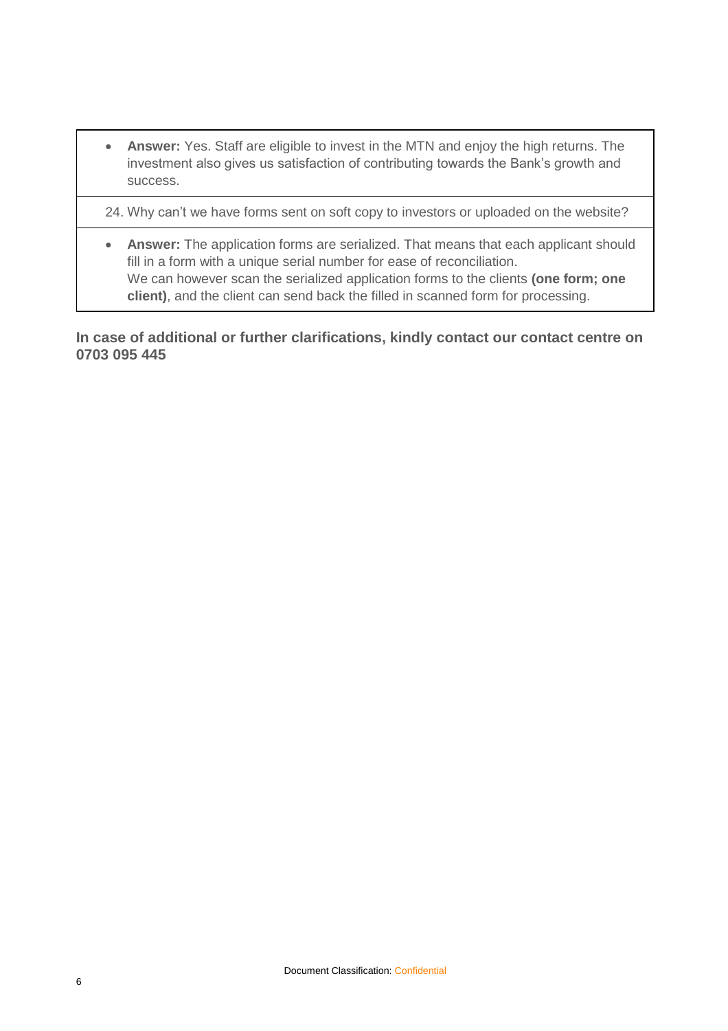- **Answer:** Yes. Staff are eligible to invest in the MTN and enjoy the high returns. The investment also gives us satisfaction of contributing towards the Bank's growth and success.

24. Why can't we have forms sent on soft copy to investors or uploaded on the website?

- **Answer:** The application forms are serialized. That means that each applicant should fill in a form with a unique serial number for ease of reconciliation.
  We can however scan the serialized application forms to the clients **(one form; one client)**, and the client can send back the filled in scanned form for processing.

**In case of additional or further clarifications, kindly contact our contact centre on 0703 095 445**

Document Classification: Confidential